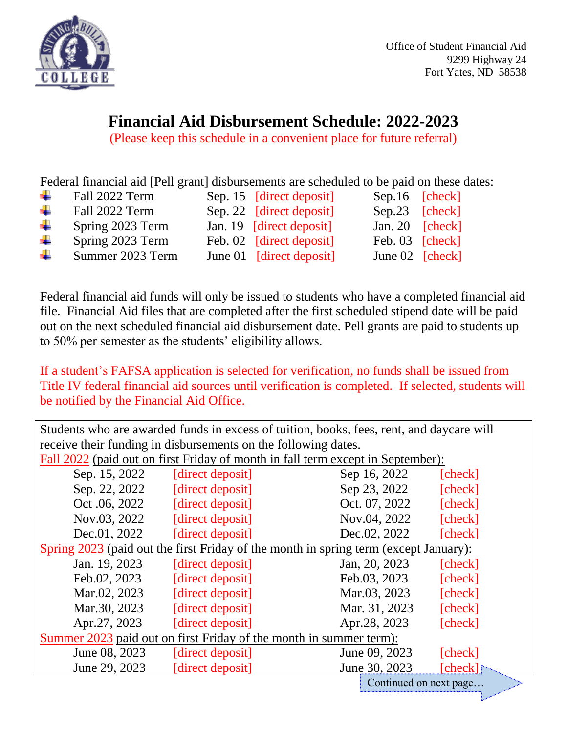Office of Student Financial Aid
9299 Highway 24
Fort Yates, ND 58538

# Financial Aid Disbursement Schedule: 2022-2023

(Please keep this schedule in a convenient place for future referral)

Federal financial aid [Pell grant] disbursements are scheduled to be paid on these dates:

| Term | Date | Method | Date | Method |
|---|---|---|---|---|
| Fall 2022 Term | Sep. 15 | [direct deposit] | Sep.16 | [check] |
| Fall 2022 Term | Sep. 22 | [direct deposit] | Sep.23 | [check] |
| Spring 2023 Term | Jan. 19 | [direct deposit] | Jan. 20 | [check] |
| Spring 2023 Term | Feb. 02 | [direct deposit] | Feb. 03 | [check] |
| Summer 2023 Term | June 01 | [direct deposit] | June 02 | [check] |

Federal financial aid funds will only be issued to students who have a completed financial aid file. Financial Aid files that are completed after the first scheduled stipend date will be paid out on the next scheduled financial aid disbursement date. Pell grants are paid to students up to 50% per semester as the students' eligibility allows.

If a student's FAFSA application is selected for verification, no funds shall be issued from Title IV federal financial aid sources until verification is completed. If selected, students will be notified by the Financial Aid Office.

Students who are awarded funds in excess of tuition, books, fees, rent, and daycare will receive their funding in disbursements on the following dates.

<u>Fall 2022 (paid out on first Friday of month in fall term except in September):</u>

| Date | Method | Date | Method |
|---|---|---|---|
| Sep. 15, 2022 | [direct deposit] | Sep 16, 2022 | [check] |
| Sep. 22, 2022 | [direct deposit] | Sep 23, 2022 | [check] |
| Oct .06, 2022 | [direct deposit] | Oct. 07, 2022 | [check] |
| Nov.03, 2022 | [direct deposit] | Nov.04, 2022 | [check] |
| Dec.01, 2022 | [direct deposit] | Dec.02, 2022 | [check] |

<u>Spring 2023 (paid out the first Friday of the month in spring term (except January):</u>

| Date | Method | Date | Method |
|---|---|---|---|
| Jan. 19, 2023 | [direct deposit] | Jan, 20, 2023 | [check] |
| Feb.02, 2023 | [direct deposit] | Feb.03, 2023 | [check] |
| Mar.02, 2023 | [direct deposit] | Mar.03, 2023 | [check] |
| Mar.30, 2023 | [direct deposit] | Mar. 31, 2023 | [check] |
| Apr.27, 2023 | [direct deposit] | Apr.28, 2023 | [check] |

<u>Summer 2023 paid out on first Friday of the month in summer term):</u>

| Date | Method | Date | Method |
|---|---|---|---|
| June 08, 2023 | [direct deposit] | June 09, 2023 | [check] |
| June 29, 2023 | [direct deposit] | June 30, 2023 | [check] |

Continued on next page…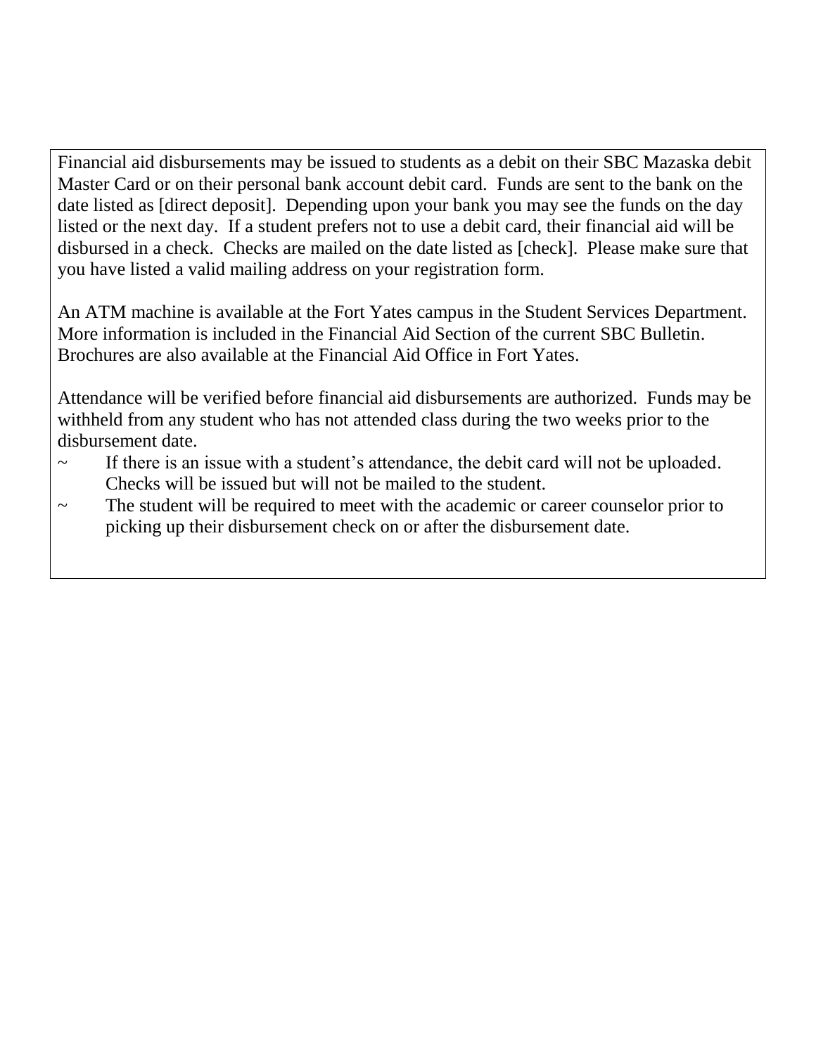Financial aid disbursements may be issued to students as a debit on their SBC Mazaska debit Master Card or on their personal bank account debit card. Funds are sent to the bank on the date listed as [direct deposit]. Depending upon your bank you may see the funds on the day listed or the next day. If a student prefers not to use a debit card, their financial aid will be disbursed in a check. Checks are mailed on the date listed as [check]. Please make sure that you have listed a valid mailing address on your registration form.

An ATM machine is available at the Fort Yates campus in the Student Services Department. More information is included in the Financial Aid Section of the current SBC Bulletin. Brochures are also available at the Financial Aid Office in Fort Yates.

Attendance will be verified before financial aid disbursements are authorized. Funds may be withheld from any student who has not attended class during the two weeks prior to the disbursement date.

~ If there is an issue with a student's attendance, the debit card will not be uploaded. Checks will be issued but will not be mailed to the student.

~ The student will be required to meet with the academic or career counselor prior to picking up their disbursement check on or after the disbursement date.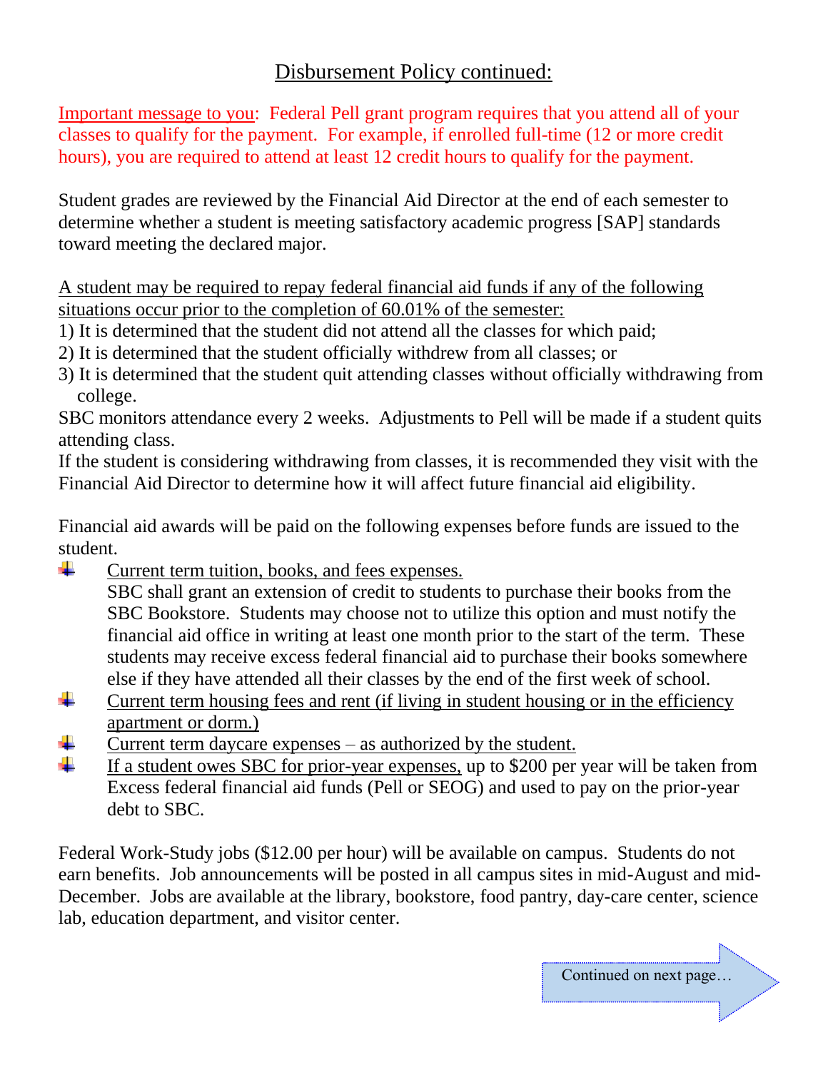## Disbursement Policy continued:

Important message to you: Federal Pell grant program requires that you attend all of your classes to qualify for the payment. For example, if enrolled full-time (12 or more credit hours), you are required to attend at least 12 credit hours to qualify for the payment.

Student grades are reviewed by the Financial Aid Director at the end of each semester to determine whether a student is meeting satisfactory academic progress [SAP] standards toward meeting the declared major.

A student may be required to repay federal financial aid funds if any of the following situations occur prior to the completion of 60.01% of the semester:

1) It is determined that the student did not attend all the classes for which paid;
2) It is determined that the student officially withdrew from all classes; or
3) It is determined that the student quit attending classes without officially withdrawing from college.

SBC monitors attendance every 2 weeks. Adjustments to Pell will be made if a student quits attending class.

If the student is considering withdrawing from classes, it is recommended they visit with the Financial Aid Director to determine how it will affect future financial aid eligibility.

Financial aid awards will be paid on the following expenses before funds are issued to the student.

- Current term tuition, books, and fees expenses.
  SBC shall grant an extension of credit to students to purchase their books from the SBC Bookstore. Students may choose not to utilize this option and must notify the financial aid office in writing at least one month prior to the start of the term. These students may receive excess federal financial aid to purchase their books somewhere else if they have attended all their classes by the end of the first week of school.
- Current term housing fees and rent (if living in student housing or in the efficiency apartment or dorm.)
- Current term daycare expenses – as authorized by the student.
- If a student owes SBC for prior-year expenses, up to $200 per year will be taken from Excess federal financial aid funds (Pell or SEOG) and used to pay on the prior-year debt to SBC.

Federal Work-Study jobs ($12.00 per hour) will be available on campus. Students do not earn benefits. Job announcements will be posted in all campus sites in mid-August and mid-December. Jobs are available at the library, bookstore, food pantry, day-care center, science lab, education department, and visitor center.

Continued on next page…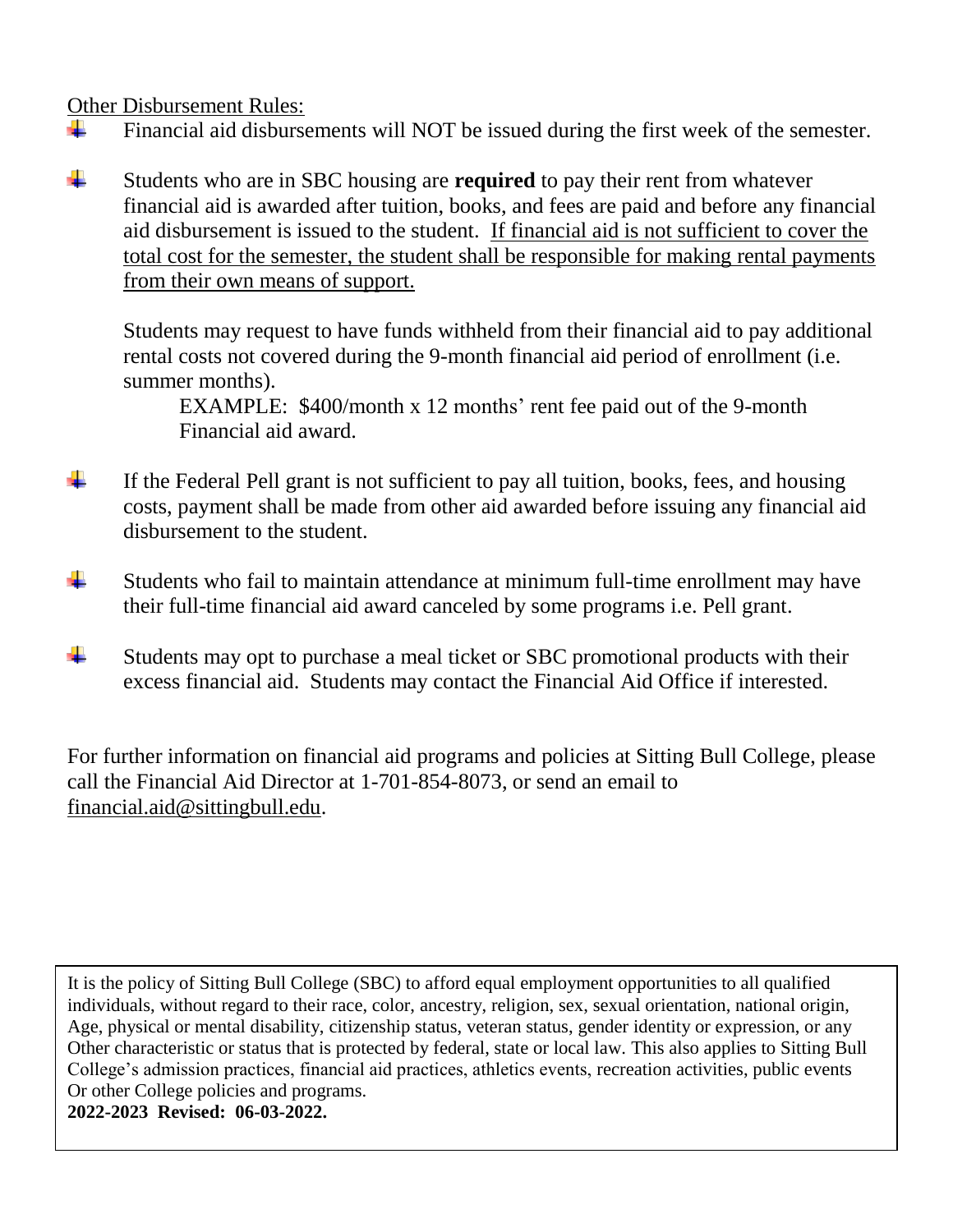Other Disbursement Rules:

- Financial aid disbursements will NOT be issued during the first week of the semester.

- Students who are in SBC housing are **required** to pay their rent from whatever financial aid is awarded after tuition, books, and fees are paid and before any financial aid disbursement is issued to the student. If financial aid is not sufficient to cover the total cost for the semester, the student shall be responsible for making rental payments from their own means of support.

  Students may request to have funds withheld from their financial aid to pay additional rental costs not covered during the 9-month financial aid period of enrollment (i.e. summer months).

  EXAMPLE: \$400/month x 12 months' rent fee paid out of the 9-month Financial aid award.

- If the Federal Pell grant is not sufficient to pay all tuition, books, fees, and housing costs, payment shall be made from other aid awarded before issuing any financial aid disbursement to the student.

- Students who fail to maintain attendance at minimum full-time enrollment may have their full-time financial aid award canceled by some programs i.e. Pell grant.

- Students may opt to purchase a meal ticket or SBC promotional products with their excess financial aid. Students may contact the Financial Aid Office if interested.

For further information on financial aid programs and policies at Sitting Bull College, please call the Financial Aid Director at 1-701-854-8073, or send an email to financial.aid@sittingbull.edu.

It is the policy of Sitting Bull College (SBC) to afford equal employment opportunities to all qualified individuals, without regard to their race, color, ancestry, religion, sex, sexual orientation, national origin, Age, physical or mental disability, citizenship status, veteran status, gender identity or expression, or any Other characteristic or status that is protected by federal, state or local law. This also applies to Sitting Bull College's admission practices, financial aid practices, athletics events, recreation activities, public events Or other College policies and programs.

**2022-2023 Revised: 06-03-2022.**